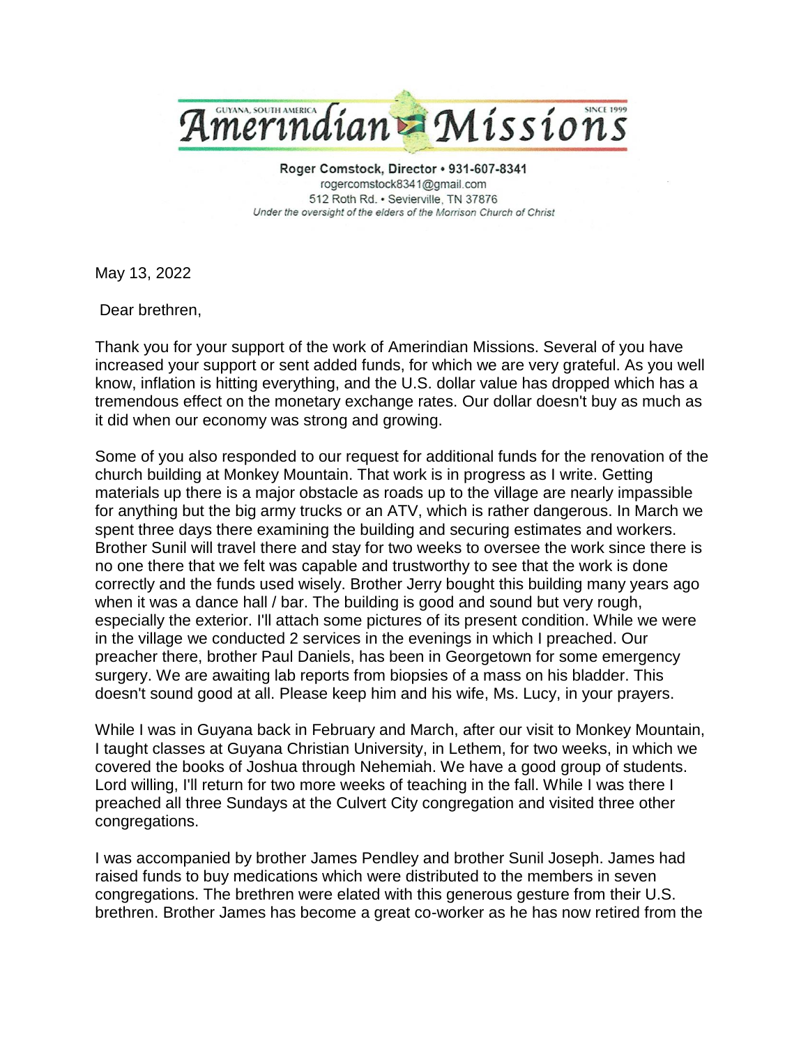GUYANA, SOUTH AMERICA **Amerindian Missions** SINCE 1999

**Roger Comstock, Director • 931-607-8341**
rogercomstock8341@gmail.com
512 Roth Rd. • Sevierville, TN 37876
*Under the oversight of the elders of the Morrison Church of Christ*

May 13, 2022

Dear brethren,

Thank you for your support of the work of Amerindian Missions. Several of you have increased your support or sent added funds, for which we are very grateful. As you well know, inflation is hitting everything, and the U.S. dollar value has dropped which has a tremendous effect on the monetary exchange rates. Our dollar doesn't buy as much as it did when our economy was strong and growing.

Some of you also responded to our request for additional funds for the renovation of the church building at Monkey Mountain. That work is in progress as I write. Getting materials up there is a major obstacle as roads up to the village are nearly impassible for anything but the big army trucks or an ATV, which is rather dangerous. In March we spent three days there examining the building and securing estimates and workers. Brother Sunil will travel there and stay for two weeks to oversee the work since there is no one there that we felt was capable and trustworthy to see that the work is done correctly and the funds used wisely. Brother Jerry bought this building many years ago when it was a dance hall / bar. The building is good and sound but very rough, especially the exterior. I'll attach some pictures of its present condition. While we were in the village we conducted 2 services in the evenings in which I preached. Our preacher there, brother Paul Daniels, has been in Georgetown for some emergency surgery. We are awaiting lab reports from biopsies of a mass on his bladder. This doesn't sound good at all. Please keep him and his wife, Ms. Lucy, in your prayers.

While I was in Guyana back in February and March, after our visit to Monkey Mountain, I taught classes at Guyana Christian University, in Lethem, for two weeks, in which we covered the books of Joshua through Nehemiah. We have a good group of students. Lord willing, I'll return for two more weeks of teaching in the fall. While I was there I preached all three Sundays at the Culvert City congregation and visited three other congregations.

I was accompanied by brother James Pendley and brother Sunil Joseph. James had raised funds to buy medications which were distributed to the members in seven congregations. The brethren were elated with this generous gesture from their U.S. brethren. Brother James has become a great co-worker as he has now retired from the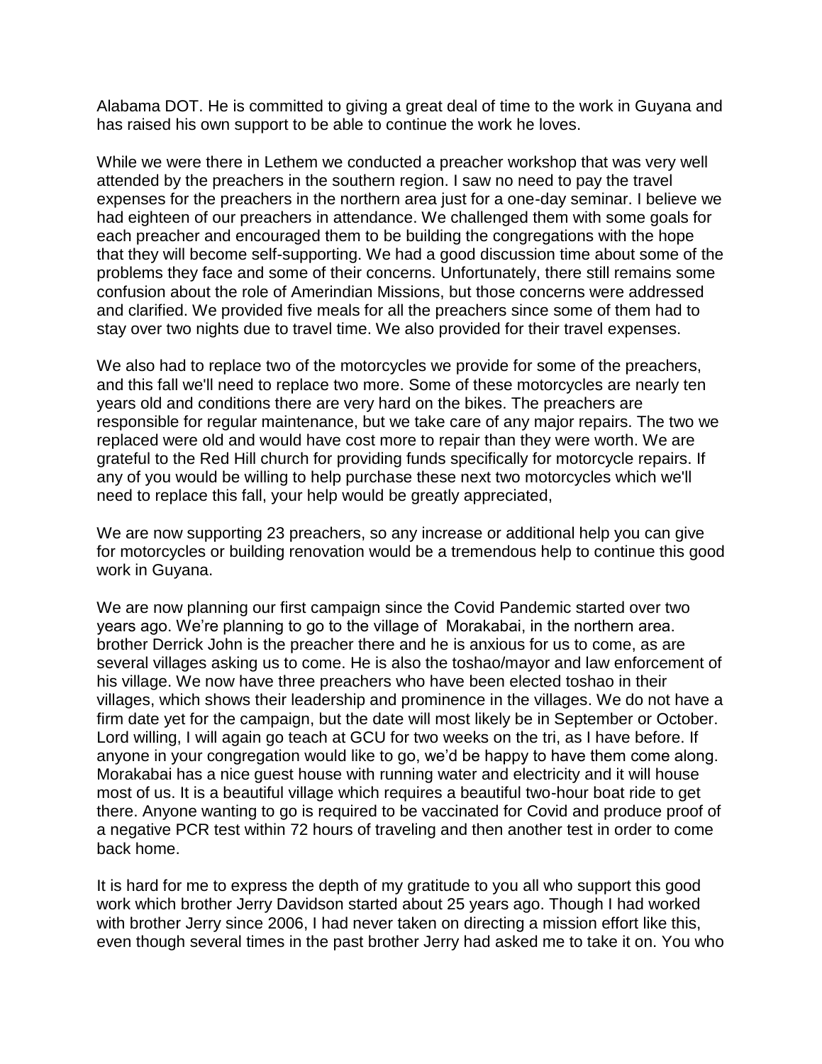Alabama DOT. He is committed to giving a great deal of time to the work in Guyana and has raised his own support to be able to continue the work he loves.

While we were there in Lethem we conducted a preacher workshop that was very well attended by the preachers in the southern region. I saw no need to pay the travel expenses for the preachers in the northern area just for a one-day seminar. I believe we had eighteen of our preachers in attendance. We challenged them with some goals for each preacher and encouraged them to be building the congregations with the hope that they will become self-supporting. We had a good discussion time about some of the problems they face and some of their concerns. Unfortunately, there still remains some confusion about the role of Amerindian Missions, but those concerns were addressed and clarified. We provided five meals for all the preachers since some of them had to stay over two nights due to travel time. We also provided for their travel expenses.

We also had to replace two of the motorcycles we provide for some of the preachers, and this fall we'll need to replace two more. Some of these motorcycles are nearly ten years old and conditions there are very hard on the bikes. The preachers are responsible for regular maintenance, but we take care of any major repairs. The two we replaced were old and would have cost more to repair than they were worth. We are grateful to the Red Hill church for providing funds specifically for motorcycle repairs. If any of you would be willing to help purchase these next two motorcycles which we'll need to replace this fall, your help would be greatly appreciated,

We are now supporting 23 preachers, so any increase or additional help you can give for motorcycles or building renovation would be a tremendous help to continue this good work in Guyana.

We are now planning our first campaign since the Covid Pandemic started over two years ago. We're planning to go to the village of Morakabai, in the northern area. brother Derrick John is the preacher there and he is anxious for us to come, as are several villages asking us to come. He is also the toshao/mayor and law enforcement of his village. We now have three preachers who have been elected toshao in their villages, which shows their leadership and prominence in the villages. We do not have a firm date yet for the campaign, but the date will most likely be in September or October. Lord willing, I will again go teach at GCU for two weeks on the tri, as I have before. If anyone in your congregation would like to go, we'd be happy to have them come along. Morakabai has a nice guest house with running water and electricity and it will house most of us. It is a beautiful village which requires a beautiful two-hour boat ride to get there. Anyone wanting to go is required to be vaccinated for Covid and produce proof of a negative PCR test within 72 hours of traveling and then another test in order to come back home.

It is hard for me to express the depth of my gratitude to you all who support this good work which brother Jerry Davidson started about 25 years ago. Though I had worked with brother Jerry since 2006, I had never taken on directing a mission effort like this, even though several times in the past brother Jerry had asked me to take it on. You who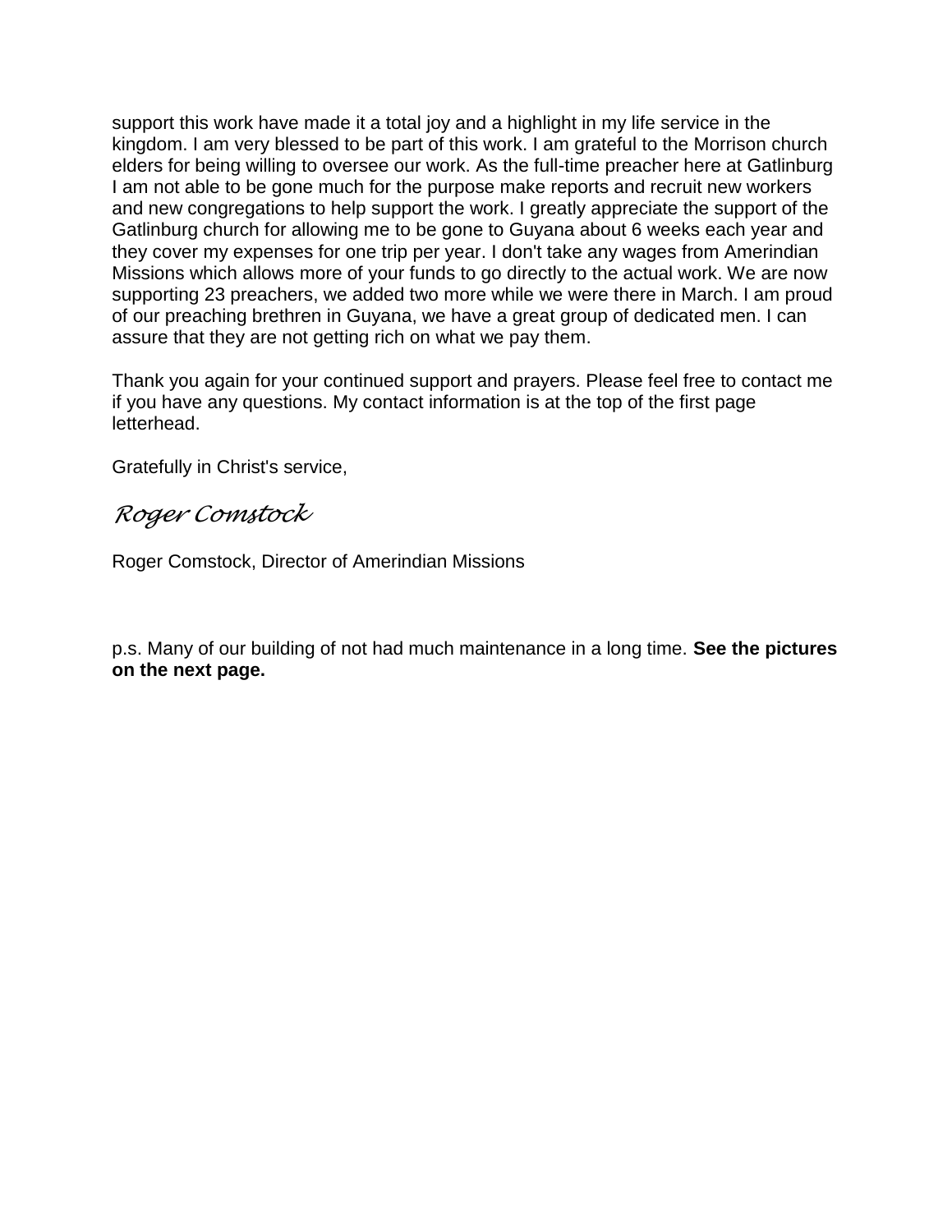support this work have made it a total joy and a highlight in my life service in the kingdom. I am very blessed to be part of this work. I am grateful to the Morrison church elders for being willing to oversee our work. As the full-time preacher here at Gatlinburg I am not able to be gone much for the purpose make reports and recruit new workers and new congregations to help support the work. I greatly appreciate the support of the Gatlinburg church for allowing me to be gone to Guyana about 6 weeks each year and they cover my expenses for one trip per year. I don't take any wages from Amerindian Missions which allows more of your funds to go directly to the actual work. We are now supporting 23 preachers, we added two more while we were there in March. I am proud of our preaching brethren in Guyana, we have a great group of dedicated men. I can assure that they are not getting rich on what we pay them.

Thank you again for your continued support and prayers. Please feel free to contact me if you have any questions. My contact information is at the top of the first page letterhead.

Gratefully in Christ's service,

*Roger Comstock*

Roger Comstock, Director of Amerindian Missions

p.s. Many of our building of not had much maintenance in a long time. **See the pictures on the next page.**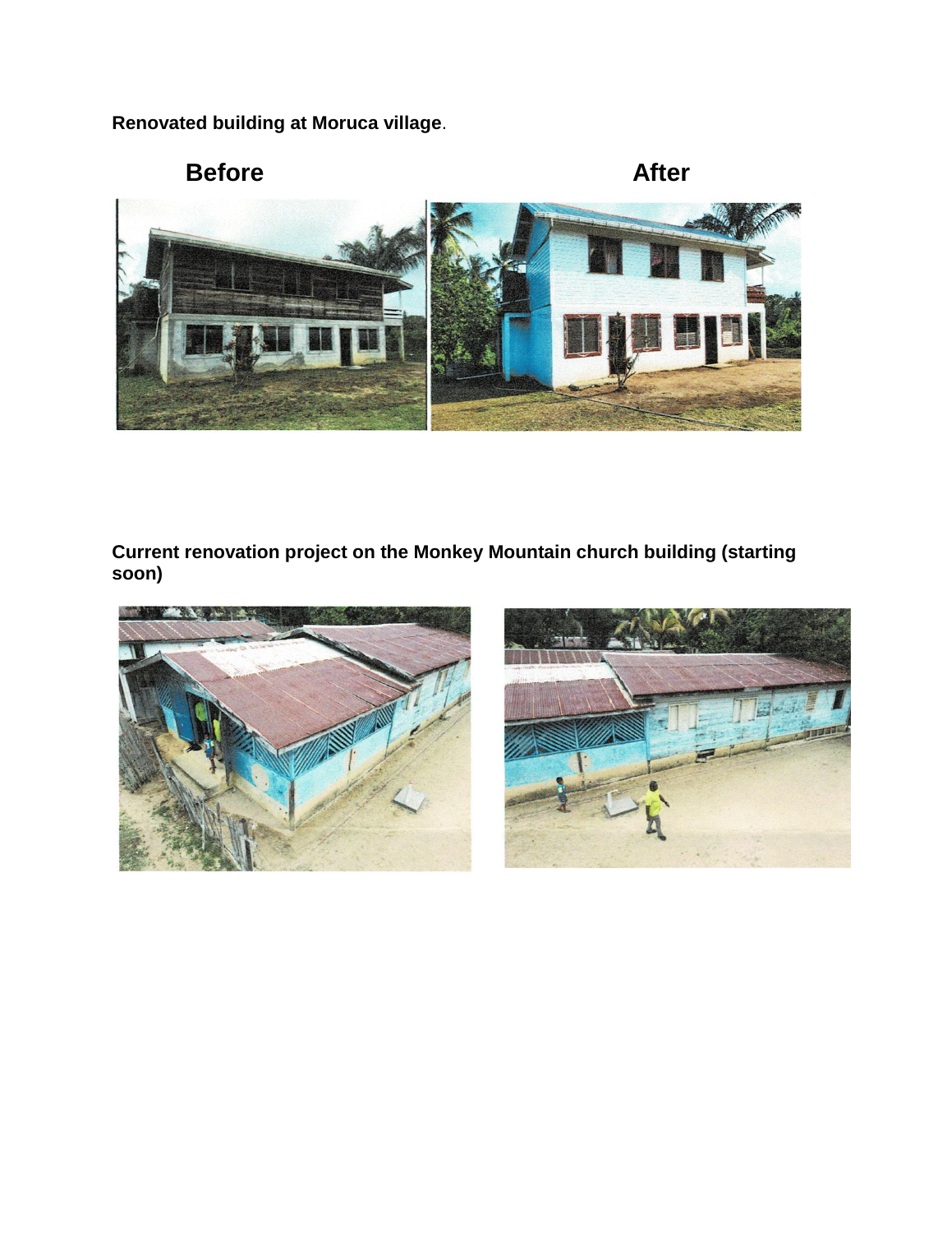**Renovated building at Moruca village**.

**Before** **After**

**Current renovation project on the Monkey Mountain church building (starting soon)**